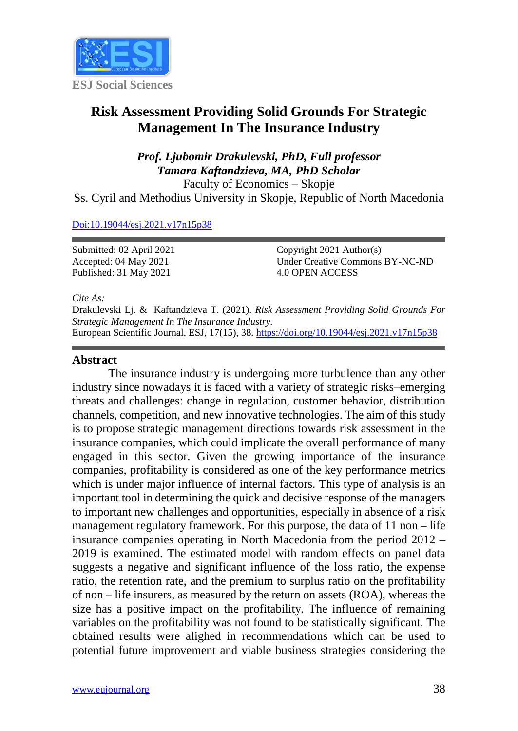ESJ Social Sciences

# Risk Assessment Providing Solid Grounds For Strategic Management In The Insurance Industry

***Prof. Ljubomir Drakulevski, PhD, Full professor***
***Tamara Kaftandzieva, MA, PhD Scholar***
Faculty of Economics – Skopje
Ss. Cyril and Methodius University in Skopje, Republic of North Macedonia

[Doi:10.19044/esj.2021.v17n15p38](https://doi.org/10.19044/esj.2021.v17n15p38)

Submitted: 02 April 2021
Accepted: 04 May 2021
Published: 31 May 2021

Copyright 2021 Author(s)
Under Creative Commons BY-NC-ND
4.0 OPEN ACCESS

*Cite As:*
Drakulevski Lj. & Kaftandzieva T. (2021). *Risk Assessment Providing Solid Grounds For Strategic Management In The Insurance Industry.*
European Scientific Journal, ESJ, 17(15), 38. [https://doi.org/10.19044/esj.2021.v17n15p38](https://doi.org/10.19044/esj.2021.v17n15p38)

## Abstract

The insurance industry is undergoing more turbulence than any other industry since nowadays it is faced with a variety of strategic risks–emerging threats and challenges: change in regulation, customer behavior, distribution channels, competition, and new innovative technologies. The aim of this study is to propose strategic management directions towards risk assessment in the insurance companies, which could implicate the overall performance of many engaged in this sector. Given the growing importance of the insurance companies, profitability is considered as one of the key performance metrics which is under major influence of internal factors. This type of analysis is an important tool in determining the quick and decisive response of the managers to important new challenges and opportunities, especially in absence of a risk management regulatory framework. For this purpose, the data of 11 non – life insurance companies operating in North Macedonia from the period 2012 – 2019 is examined. The estimated model with random effects on panel data suggests a negative and significant influence of the loss ratio, the expense ratio, the retention rate, and the premium to surplus ratio on the profitability of non – life insurers, as measured by the return on assets (ROA), whereas the size has a positive impact on the profitability. The influence of remaining variables on the profitability was not found to be statistically significant. The obtained results were alighed in recommendations which can be used to potential future improvement and viable business strategies considering the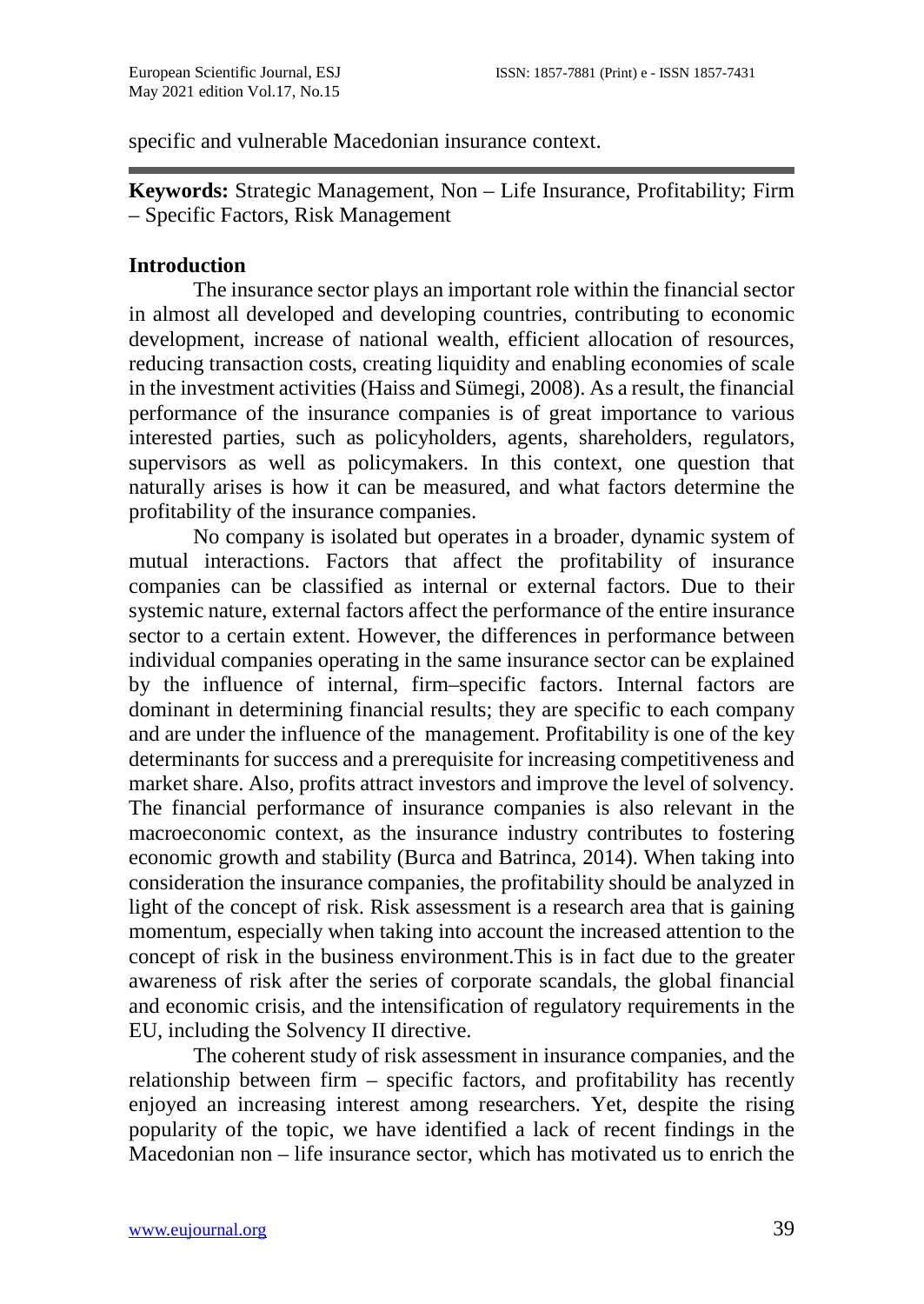specific and vulnerable Macedonian insurance context.

---

**Keywords:** Strategic Management, Non – Life Insurance, Profitability; Firm – Specific Factors, Risk Management

## Introduction

The insurance sector plays an important role within the financial sector in almost all developed and developing countries, contributing to economic development, increase of national wealth, efficient allocation of resources, reducing transaction costs, creating liquidity and enabling economies of scale in the investment activities (Haiss and Sümegi, 2008). As a result, the financial performance of the insurance companies is of great importance to various interested parties, such as policyholders, agents, shareholders, regulators, supervisors as well as policymakers. In this context, one question that naturally arises is how it can be measured, and what factors determine the profitability of the insurance companies.

No company is isolated but operates in a broader, dynamic system of mutual interactions. Factors that affect the profitability of insurance companies can be classified as internal or external factors. Due to their systemic nature, external factors affect the performance of the entire insurance sector to a certain extent. However, the differences in performance between individual companies operating in the same insurance sector can be explained by the influence of internal, firm–specific factors. Internal factors are dominant in determining financial results; they are specific to each company and are under the influence of the management. Profitability is one of the key determinants for success and a prerequisite for increasing competitiveness and market share. Also, profits attract investors and improve the level of solvency. The financial performance of insurance companies is also relevant in the macroeconomic context, as the insurance industry contributes to fostering economic growth and stability (Burca and Batrinca, 2014). When taking into consideration the insurance companies, the profitability should be analyzed in light of the concept of risk. Risk assessment is a research area that is gaining momentum, especially when taking into account the increased attention to the concept of risk in the business environment.This is in fact due to the greater awareness of risk after the series of corporate scandals, the global financial and economic crisis, and the intensification of regulatory requirements in the EU, including the Solvency II directive.

The coherent study of risk assessment in insurance companies, and the relationship between firm – specific factors, and profitability has recently enjoyed an increasing interest among researchers. Yet, despite the rising popularity of the topic, we have identified a lack of recent findings in the Macedonian non – life insurance sector, which has motivated us to enrich the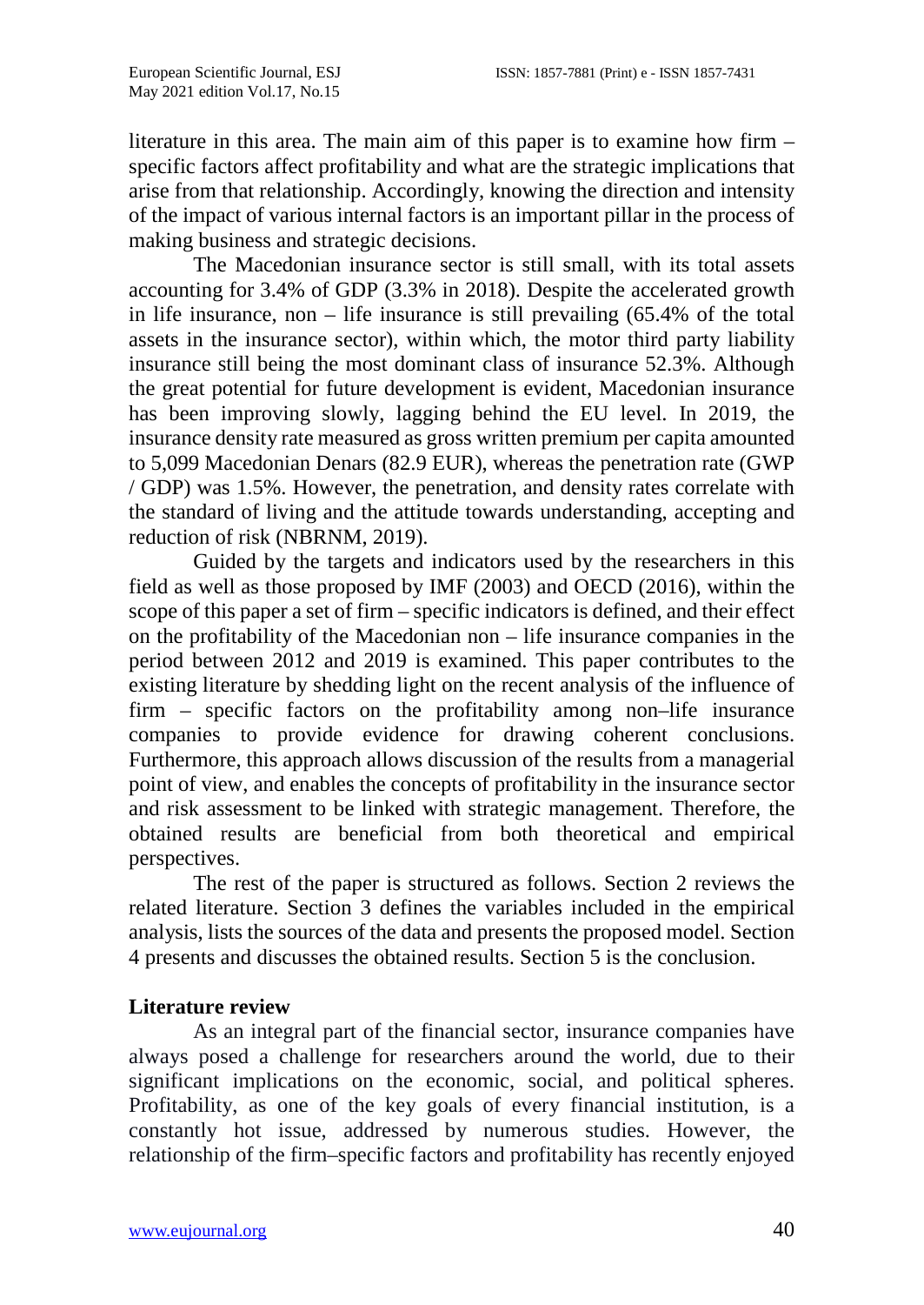literature in this area. The main aim of this paper is to examine how firm – specific factors affect profitability and what are the strategic implications that arise from that relationship. Accordingly, knowing the direction and intensity of the impact of various internal factors is an important pillar in the process of making business and strategic decisions.

The Macedonian insurance sector is still small, with its total assets accounting for 3.4% of GDP (3.3% in 2018). Despite the accelerated growth in life insurance, non – life insurance is still prevailing (65.4% of the total assets in the insurance sector), within which, the motor third party liability insurance still being the most dominant class of insurance 52.3%. Although the great potential for future development is evident, Macedonian insurance has been improving slowly, lagging behind the EU level. In 2019, the insurance density rate measured as gross written premium per capita amounted to 5,099 Macedonian Denars (82.9 EUR), whereas the penetration rate (GWP / GDP) was 1.5%. However, the penetration, and density rates correlate with the standard of living and the attitude towards understanding, accepting and reduction of risk (NBRNM, 2019).

Guided by the targets and indicators used by the researchers in this field as well as those proposed by IMF (2003) and OECD (2016), within the scope of this paper a set of firm – specific indicators is defined, and their effect on the profitability of the Macedonian non – life insurance companies in the period between 2012 and 2019 is examined. This paper contributes to the existing literature by shedding light on the recent analysis of the influence of firm – specific factors on the profitability among non–life insurance companies to provide evidence for drawing coherent conclusions. Furthermore, this approach allows discussion of the results from a managerial point of view, and enables the concepts of profitability in the insurance sector and risk assessment to be linked with strategic management. Therefore, the obtained results are beneficial from both theoretical and empirical perspectives.

The rest of the paper is structured as follows. Section 2 reviews the related literature. Section 3 defines the variables included in the empirical analysis, lists the sources of the data and presents the proposed model. Section 4 presents and discusses the obtained results. Section 5 is the conclusion.

## Literature review

As an integral part of the financial sector, insurance companies have always posed a challenge for researchers around the world, due to their significant implications on the economic, social, and political spheres. Profitability, as one of the key goals of every financial institution, is a constantly hot issue, addressed by numerous studies. However, the relationship of the firm–specific factors and profitability has recently enjoyed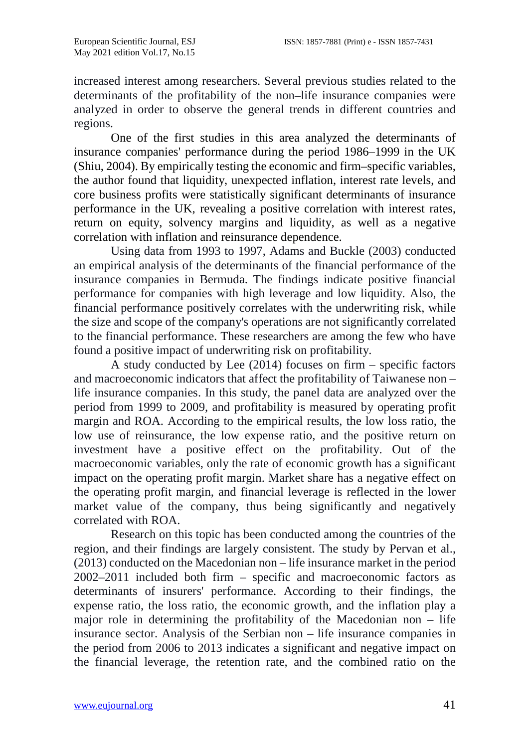increased interest among researchers. Several previous studies related to the determinants of the profitability of the non–life insurance companies were analyzed in order to observe the general trends in different countries and regions.

One of the first studies in this area analyzed the determinants of insurance companies' performance during the period 1986–1999 in the UK (Shiu, 2004). By empirically testing the economic and firm–specific variables, the author found that liquidity, unexpected inflation, interest rate levels, and core business profits were statistically significant determinants of insurance performance in the UK, revealing a positive correlation with interest rates, return on equity, solvency margins and liquidity, as well as a negative correlation with inflation and reinsurance dependence.

Using data from 1993 to 1997, Adams and Buckle (2003) conducted an empirical analysis of the determinants of the financial performance of the insurance companies in Bermuda. The findings indicate positive financial performance for companies with high leverage and low liquidity. Also, the financial performance positively correlates with the underwriting risk, while the size and scope of the company's operations are not significantly correlated to the financial performance. These researchers are among the few who have found a positive impact of underwriting risk on profitability.

A study conducted by Lee (2014) focuses on firm – specific factors and macroeconomic indicators that affect the profitability of Taiwanese non – life insurance companies. In this study, the panel data are analyzed over the period from 1999 to 2009, and profitability is measured by operating profit margin and ROA. According to the empirical results, the low loss ratio, the low use of reinsurance, the low expense ratio, and the positive return on investment have a positive effect on the profitability. Out of the macroeconomic variables, only the rate of economic growth has a significant impact on the operating profit margin. Market share has a negative effect on the operating profit margin, and financial leverage is reflected in the lower market value of the company, thus being significantly and negatively correlated with ROA.

Research on this topic has been conducted among the countries of the region, and their findings are largely consistent. The study by Pervan et al., (2013) conducted on the Macedonian non – life insurance market in the period 2002–2011 included both firm – specific and macroeconomic factors as determinants of insurers' performance. According to their findings, the expense ratio, the loss ratio, the economic growth, and the inflation play a major role in determining the profitability of the Macedonian non – life insurance sector. Analysis of the Serbian non – life insurance companies in the period from 2006 to 2013 indicates a significant and negative impact on the financial leverage, the retention rate, and the combined ratio on the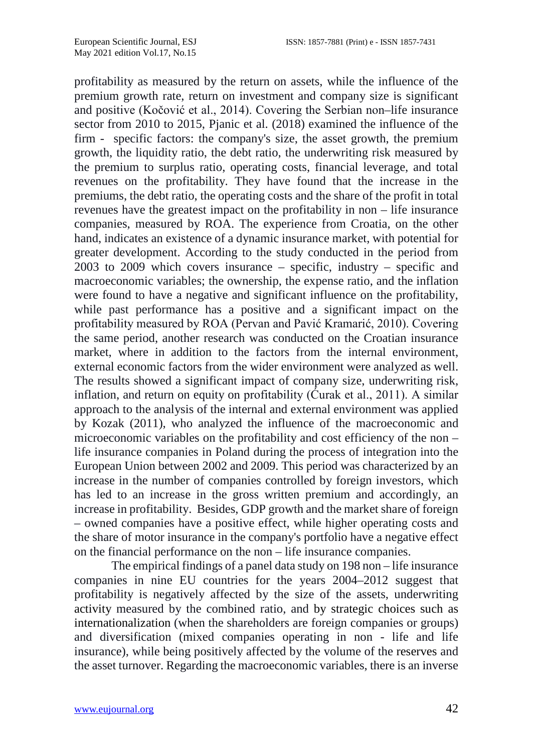profitability as measured by the return on assets, while the influence of the premium growth rate, return on investment and company size is significant and positive (Kočović et al., 2014). Covering the Serbian non–life insurance sector from 2010 to 2015, Pjanic et al. (2018) examined the influence of the firm - specific factors: the company's size, the asset growth, the premium growth, the liquidity ratio, the debt ratio, the underwriting risk measured by the premium to surplus ratio, operating costs, financial leverage, and total revenues on the profitability. They have found that the increase in the premiums, the debt ratio, the operating costs and the share of the profit in total revenues have the greatest impact on the profitability in non – life insurance companies, measured by ROA. The experience from Croatia, on the other hand, indicates an existence of a dynamic insurance market, with potential for greater development. According to the study conducted in the period from 2003 to 2009 which covers insurance – specific, industry – specific and macroeconomic variables; the ownership, the expense ratio, and the inflation were found to have a negative and significant influence on the profitability, while past performance has a positive and a significant impact on the profitability measured by ROA (Pervan and Pavić Kramarić, 2010). Covering the same period, another research was conducted on the Croatian insurance market, where in addition to the factors from the internal environment, external economic factors from the wider environment were analyzed as well. The results showed a significant impact of company size, underwriting risk, inflation, and return on equity on profitability (Ćurak et al., 2011). A similar approach to the analysis of the internal and external environment was applied by Kozak (2011), who analyzed the influence of the macroeconomic and microeconomic variables on the profitability and cost efficiency of the non – life insurance companies in Poland during the process of integration into the European Union between 2002 and 2009. This period was characterized by an increase in the number of companies controlled by foreign investors, which has led to an increase in the gross written premium and accordingly, an increase in profitability. Besides, GDP growth and the market share of foreign – owned companies have a positive effect, while higher operating costs and the share of motor insurance in the company's portfolio have a negative effect on the financial performance on the non – life insurance companies.

The empirical findings of a panel data study on 198 non – life insurance companies in nine EU countries for the years 2004–2012 suggest that profitability is negatively affected by the size of the assets, underwriting activity measured by the combined ratio, and by strategic choices such as internationalization (when the shareholders are foreign companies or groups) and diversification (mixed companies operating in non - life and life insurance), while being positively affected by the volume of the reserves and the asset turnover. Regarding the macroeconomic variables, there is an inverse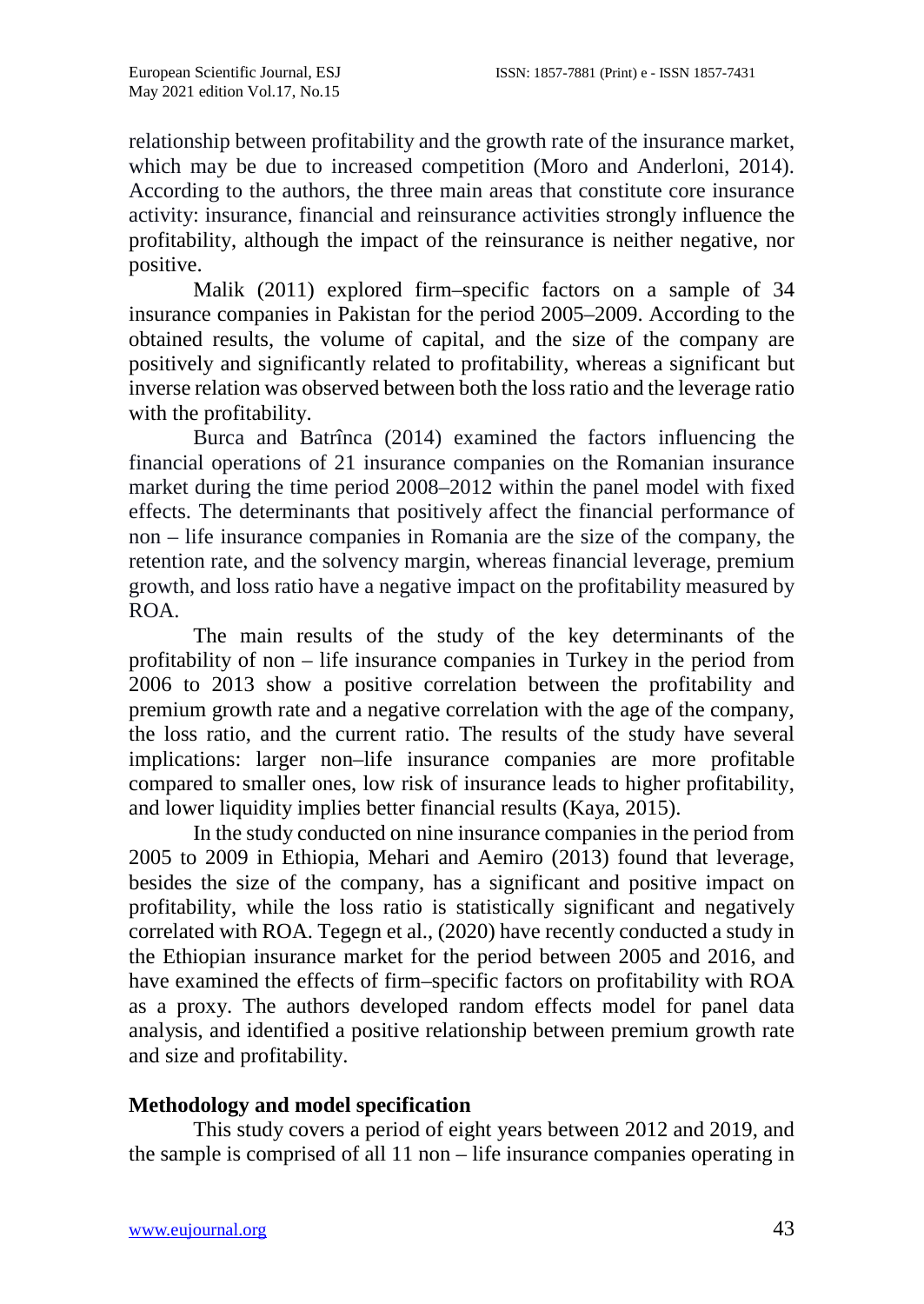relationship between profitability and the growth rate of the insurance market, which may be due to increased competition (Moro and Anderloni, 2014). According to the authors, the three main areas that constitute core insurance activity: insurance, financial and reinsurance activities strongly influence the profitability, although the impact of the reinsurance is neither negative, nor positive.

Malik (2011) explored firm–specific factors on a sample of 34 insurance companies in Pakistan for the period 2005–2009. According to the obtained results, the volume of capital, and the size of the company are positively and significantly related to profitability, whereas a significant but inverse relation was observed between both the loss ratio and the leverage ratio with the profitability.

Burca and Batrînca (2014) examined the factors influencing the financial operations of 21 insurance companies on the Romanian insurance market during the time period 2008–2012 within the panel model with fixed effects. The determinants that positively affect the financial performance of non – life insurance companies in Romania are the size of the company, the retention rate, and the solvency margin, whereas financial leverage, premium growth, and loss ratio have a negative impact on the profitability measured by ROA.

The main results of the study of the key determinants of the profitability of non – life insurance companies in Turkey in the period from 2006 to 2013 show a positive correlation between the profitability and premium growth rate and a negative correlation with the age of the company, the loss ratio, and the current ratio. The results of the study have several implications: larger non–life insurance companies are more profitable compared to smaller ones, low risk of insurance leads to higher profitability, and lower liquidity implies better financial results (Kaya, 2015).

In the study conducted on nine insurance companies in the period from 2005 to 2009 in Ethiopia, Mehari and Aemiro (2013) found that leverage, besides the size of the company, has a significant and positive impact on profitability, while the loss ratio is statistically significant and negatively correlated with ROA. Tegegn et al., (2020) have recently conducted a study in the Ethiopian insurance market for the period between 2005 and 2016, and have examined the effects of firm–specific factors on profitability with ROA as a proxy. The authors developed random effects model for panel data analysis, and identified a positive relationship between premium growth rate and size and profitability.

## Methodology and model specification

This study covers a period of eight years between 2012 and 2019, and the sample is comprised of all 11 non – life insurance companies operating in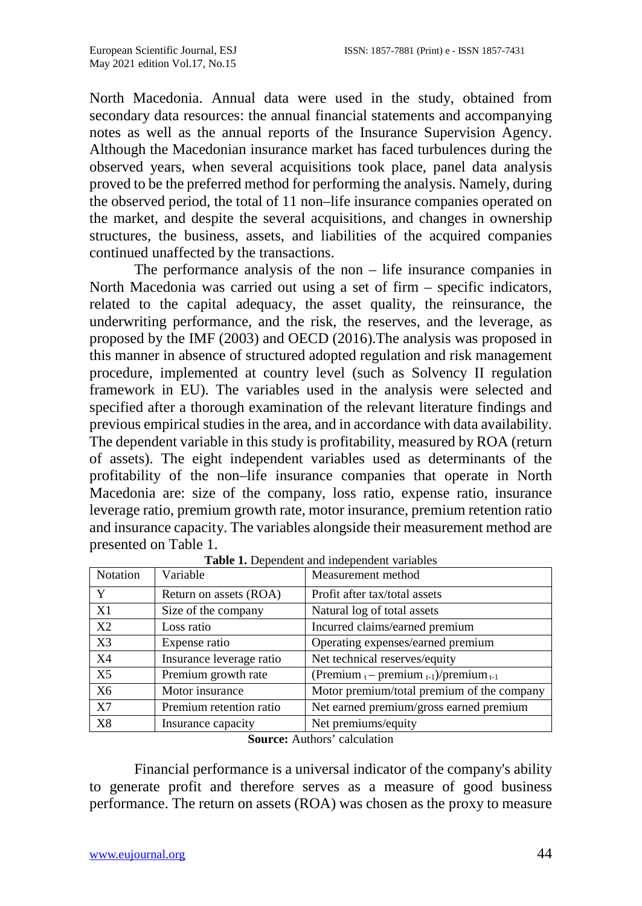North Macedonia. Annual data were used in the study, obtained from secondary data resources: the annual financial statements and accompanying notes as well as the annual reports of the Insurance Supervision Agency. Although the Macedonian insurance market has faced turbulences during the observed years, when several acquisitions took place, panel data analysis proved to be the preferred method for performing the analysis. Namely, during the observed period, the total of 11 non–life insurance companies operated on the market, and despite the several acquisitions, and changes in ownership structures, the business, assets, and liabilities of the acquired companies continued unaffected by the transactions.

The performance analysis of the non – life insurance companies in North Macedonia was carried out using a set of firm – specific indicators, related to the capital adequacy, the asset quality, the reinsurance, the underwriting performance, and the risk, the reserves, and the leverage, as proposed by the IMF (2003) and OECD (2016).The analysis was proposed in this manner in absence of structured adopted regulation and risk management procedure, implemented at country level (such as Solvency II regulation framework in EU). The variables used in the analysis were selected and specified after a thorough examination of the relevant literature findings and previous empirical studies in the area, and in accordance with data availability. The dependent variable in this study is profitability, measured by ROA (return of assets). The eight independent variables used as determinants of the profitability of the non–life insurance companies that operate in North Macedonia are: size of the company, loss ratio, expense ratio, insurance leverage ratio, premium growth rate, motor insurance, premium retention ratio and insurance capacity. The variables alongside their measurement method are presented on Table 1.

**Table 1.** Dependent and independent variables

| Notation | Variable | Measurement method |
|---|---|---|
| Y | Return on assets (ROA) | Profit after tax/total assets |
| X1 | Size of the company | Natural log of total assets |
| X2 | Loss ratio | Incurred claims/earned premium |
| X3 | Expense ratio | Operating expenses/earned premium |
| X4 | Insurance leverage ratio | Net technical reserves/equity |
| X5 | Premium growth rate | $(\text{Premium}_{t} - \text{premium}_{t-1})/\text{premium}_{t-1}$ |
| X6 | Motor insurance | Motor premium/total premium of the company |
| X7 | Premium retention ratio | Net earned premium/gross earned premium |
| X8 | Insurance capacity | Net premiums/equity |

**Source:** Authors' calculation

Financial performance is a universal indicator of the company's ability to generate profit and therefore serves as a measure of good business performance. The return on assets (ROA) was chosen as the proxy to measure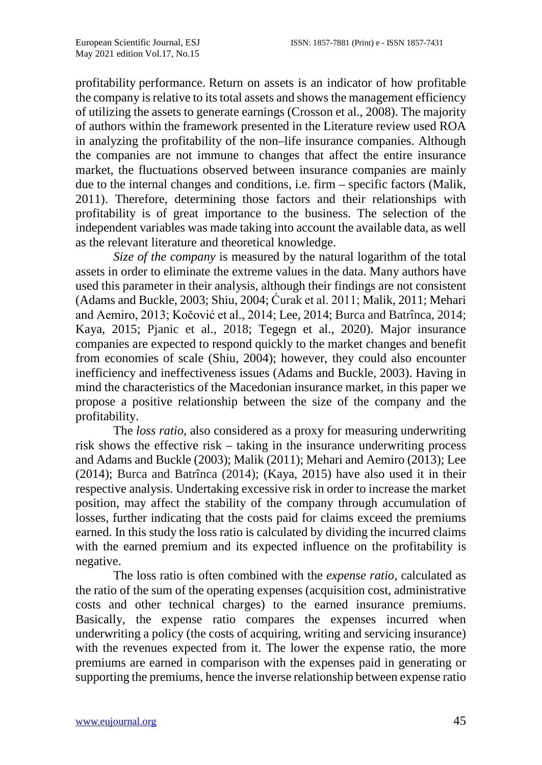profitability performance. Return on assets is an indicator of how profitable the company is relative to its total assets and shows the management efficiency of utilizing the assets to generate earnings (Crosson et al., 2008). The majority of authors within the framework presented in the Literature review used ROA in analyzing the profitability of the non–life insurance companies. Although the companies are not immune to changes that affect the entire insurance market, the fluctuations observed between insurance companies are mainly due to the internal changes and conditions, i.e. firm – specific factors (Malik, 2011). Therefore, determining those factors and their relationships with profitability is of great importance to the business. The selection of the independent variables was made taking into account the available data, as well as the relevant literature and theoretical knowledge.

*Size of the company* is measured by the natural logarithm of the total assets in order to eliminate the extreme values in the data. Many authors have used this parameter in their analysis, although their findings are not consistent (Adams and Buckle, 2003; Shiu, 2004; Ćurak et al. 2011; Malik, 2011; Mehari and Aemiro, 2013; Kočović et al., 2014; Lee, 2014; Burca and Batrînca, 2014; Kaya, 2015; Pjanic et al., 2018; Tegegn et al., 2020). Major insurance companies are expected to respond quickly to the market changes and benefit from economies of scale (Shiu, 2004); however, they could also encounter inefficiency and ineffectiveness issues (Adams and Buckle, 2003). Having in mind the characteristics of the Macedonian insurance market, in this paper we propose a positive relationship between the size of the company and the profitability.

The *loss ratio,* also considered as a proxy for measuring underwriting risk shows the effective risk – taking in the insurance underwriting process and Adams and Buckle (2003); Malik (2011); Mehari and Aemiro (2013); Lee (2014); Burca and Batrînca (2014); (Kaya, 2015) have also used it in their respective analysis. Undertaking excessive risk in order to increase the market position, may affect the stability of the company through accumulation of losses, further indicating that the costs paid for claims exceed the premiums earned. In this study the loss ratio is calculated by dividing the incurred claims with the earned premium and its expected influence on the profitability is negative.

The loss ratio is often combined with the *expense ratio,* calculated as the ratio of the sum of the operating expenses (acquisition cost, administrative costs and other technical charges) to the earned insurance premiums. Basically, the expense ratio compares the expenses incurred when underwriting a policy (the costs of acquiring, writing and servicing insurance) with the revenues expected from it. The lower the expense ratio, the more premiums are earned in comparison with the expenses paid in generating or supporting the premiums, hence the inverse relationship between expense ratio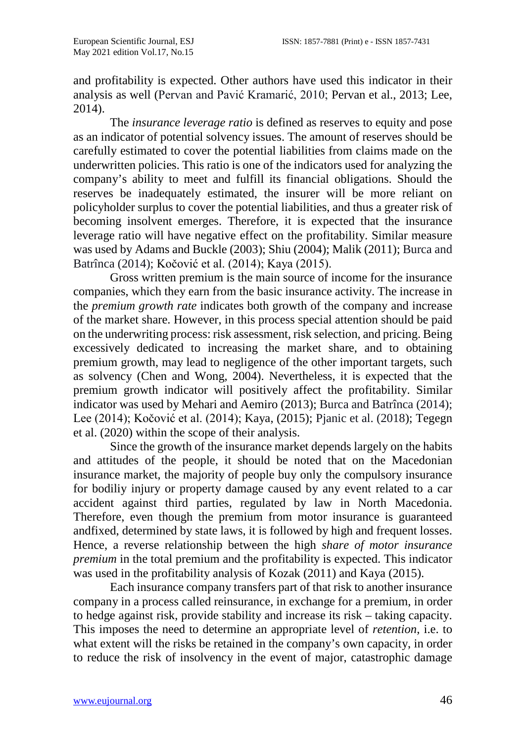and profitability is expected. Other authors have used this indicator in their analysis as well (Pervan and Pavić Kramarić, 2010; Pervan et al., 2013; Lee, 2014).

The *insurance leverage ratio* is defined as reserves to equity and pose as an indicator of potential solvency issues. The amount of reserves should be carefully estimated to cover the potential liabilities from claims made on the underwritten policies. This ratio is one of the indicators used for analyzing the company's ability to meet and fulfill its financial obligations. Should the reserves be inadequately estimated, the insurer will be more reliant on policyholder surplus to cover the potential liabilities, and thus a greater risk of becoming insolvent emerges. Therefore, it is expected that the insurance leverage ratio will have negative effect on the profitability. Similar measure was used by Adams and Buckle (2003); Shiu (2004); Malik (2011); Burca and Batrînca (2014); Kočović et al. (2014); Kaya (2015).

Gross written premium is the main source of income for the insurance companies, which they earn from the basic insurance activity. The increase in the *premium growth rate* indicates both growth of the company and increase of the market share. However, in this process special attention should be paid on the underwriting process: risk assessment, risk selection, and pricing. Being excessively dedicated to increasing the market share, and to obtaining premium growth, may lead to negligence of the other important targets, such as solvency (Chen and Wong, 2004). Nevertheless, it is expected that the premium growth indicator will positively affect the profitability. Similar indicator was used by Mehari and Aemiro (2013); Burca and Batrînca (2014); Lee (2014); Kočović et al. (2014); Kaya, (2015); Pjanic et al. (2018); Tegegn et al. (2020) within the scope of their analysis.

Since the growth of the insurance market depends largely on the habits and attitudes of the people, it should be noted that on the Macedonian insurance market, the majority of people buy only the compulsory insurance for bodiliy injury or property damage caused by any event related to a car accident against third parties, regulated by law in North Macedonia. Therefore, even though the premium from motor insurance is guaranteed andfixed, determined by state laws, it is followed by high and frequent losses. Hence, a reverse relationship between the high *share of motor insurance premium* in the total premium and the profitability is expected. This indicator was used in the profitability analysis of Kozak (2011) and Kaya (2015).

Each insurance company transfers part of that risk to another insurance company in a process called reinsurance, in exchange for a premium, in order to hedge against risk, provide stability and increase its risk – taking capacity. This imposes the need to determine an appropriate level of *retention*, i.e. to what extent will the risks be retained in the company's own capacity, in order to reduce the risk of insolvency in the event of major, catastrophic damage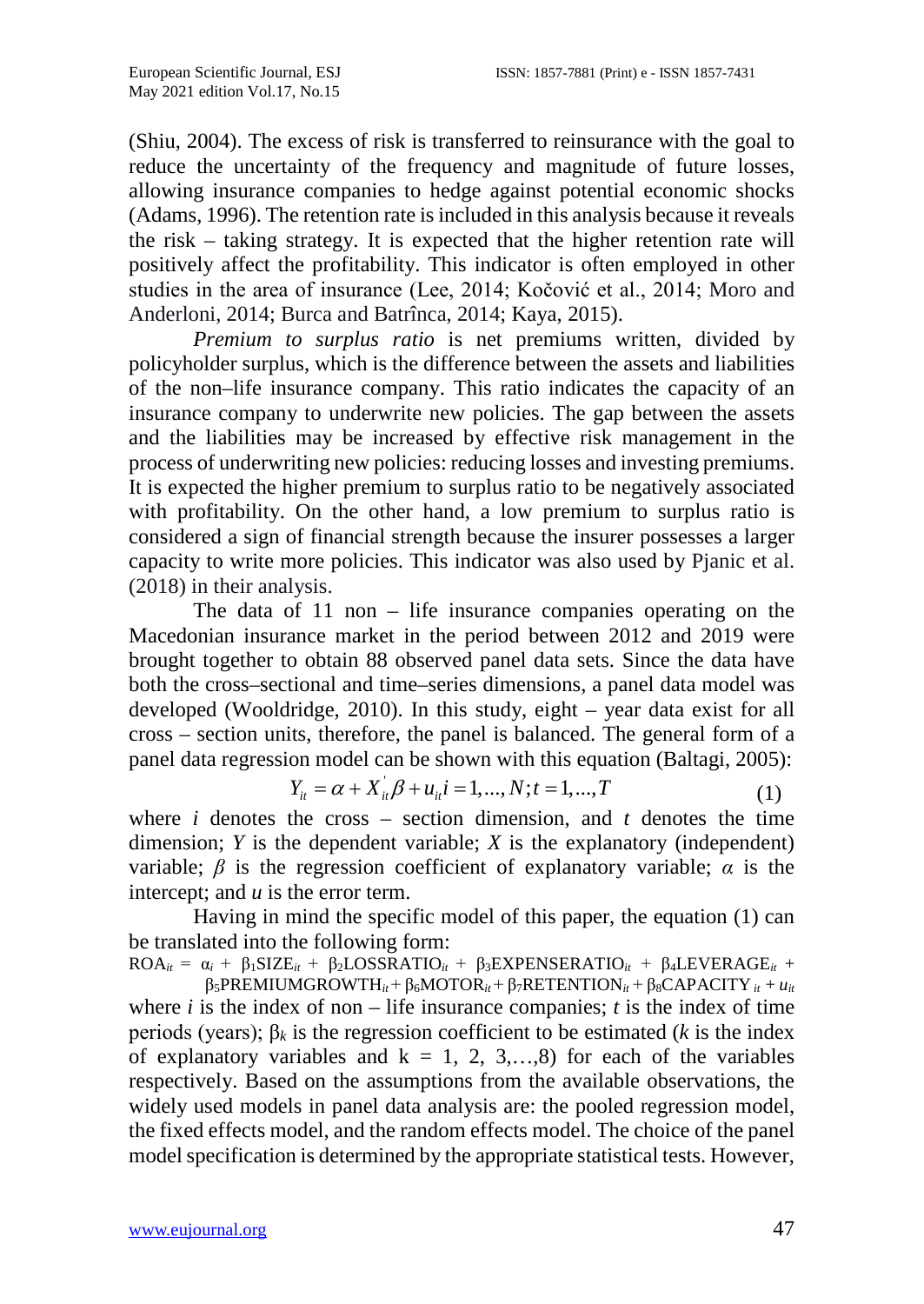(Shiu, 2004). The excess of risk is transferred to reinsurance with the goal to reduce the uncertainty of the frequency and magnitude of future losses, allowing insurance companies to hedge against potential economic shocks (Adams, 1996). The retention rate is included in this analysis because it reveals the risk – taking strategy. It is expected that the higher retention rate will positively affect the profitability. This indicator is often employed in other studies in the area of insurance (Lee, 2014; Kočović et al., 2014; Moro and Anderloni, 2014; Burca and Batrînca, 2014; Kaya, 2015).

*Premium to surplus ratio* is net premiums written, divided by policyholder surplus, which is the difference between the assets and liabilities of the non–life insurance company. This ratio indicates the capacity of an insurance company to underwrite new policies. The gap between the assets and the liabilities may be increased by effective risk management in the process of underwriting new policies: reducing losses and investing premiums. It is expected the higher premium to surplus ratio to be negatively associated with profitability. On the other hand, a low premium to surplus ratio is considered a sign of financial strength because the insurer possesses a larger capacity to write more policies. This indicator was also used by Pjanic et al. (2018) in their analysis.

The data of 11 non – life insurance companies operating on the Macedonian insurance market in the period between 2012 and 2019 were brought together to obtain 88 observed panel data sets. Since the data have both the cross–sectional and time–series dimensions, a panel data model was developed (Wooldridge, 2010). In this study, eight – year data exist for all cross – section units, therefore, the panel is balanced. The general form of a panel data regression model can be shown with this equation (Baltagi, 2005):

$$Y_{it} = \alpha + X_{it}^{'}\beta + u_{it} i = 1,...,N; t = 1,...,T \tag{1}$$

where $i$ denotes the cross – section dimension, and $t$ denotes the time dimension; $Y$ is the dependent variable; $X$ is the explanatory (independent) variable; $\beta$ is the regression coefficient of explanatory variable; $\alpha$ is the intercept; and $u$ is the error term.

Having in mind the specific model of this paper, the equation (1) can be translated into the following form:

$$ROA_{it} = \alpha_i + \beta_1 SIZE_{it} + \beta_2 LOSSRATIO_{it} + \beta_3 EXPENSERATIO_{it} + \beta_4 LEVERAGE_{it} + \beta_5 PREMIUMGROWTH_{it} + \beta_6 MOTOR_{it} + \beta_7 RETENTION_{it} + \beta_8 CAPACITY_{it} + u_{it}$$

where $i$ is the index of non – life insurance companies; $t$ is the index of time periods (years); $\beta_k$ is the regression coefficient to be estimated ($k$ is the index of explanatory variables and $k = 1, 2, 3,…,8$) for each of the variables respectively. Based on the assumptions from the available observations, the widely used models in panel data analysis are: the pooled regression model, the fixed effects model, and the random effects model. The choice of the panel model specification is determined by the appropriate statistical tests. However,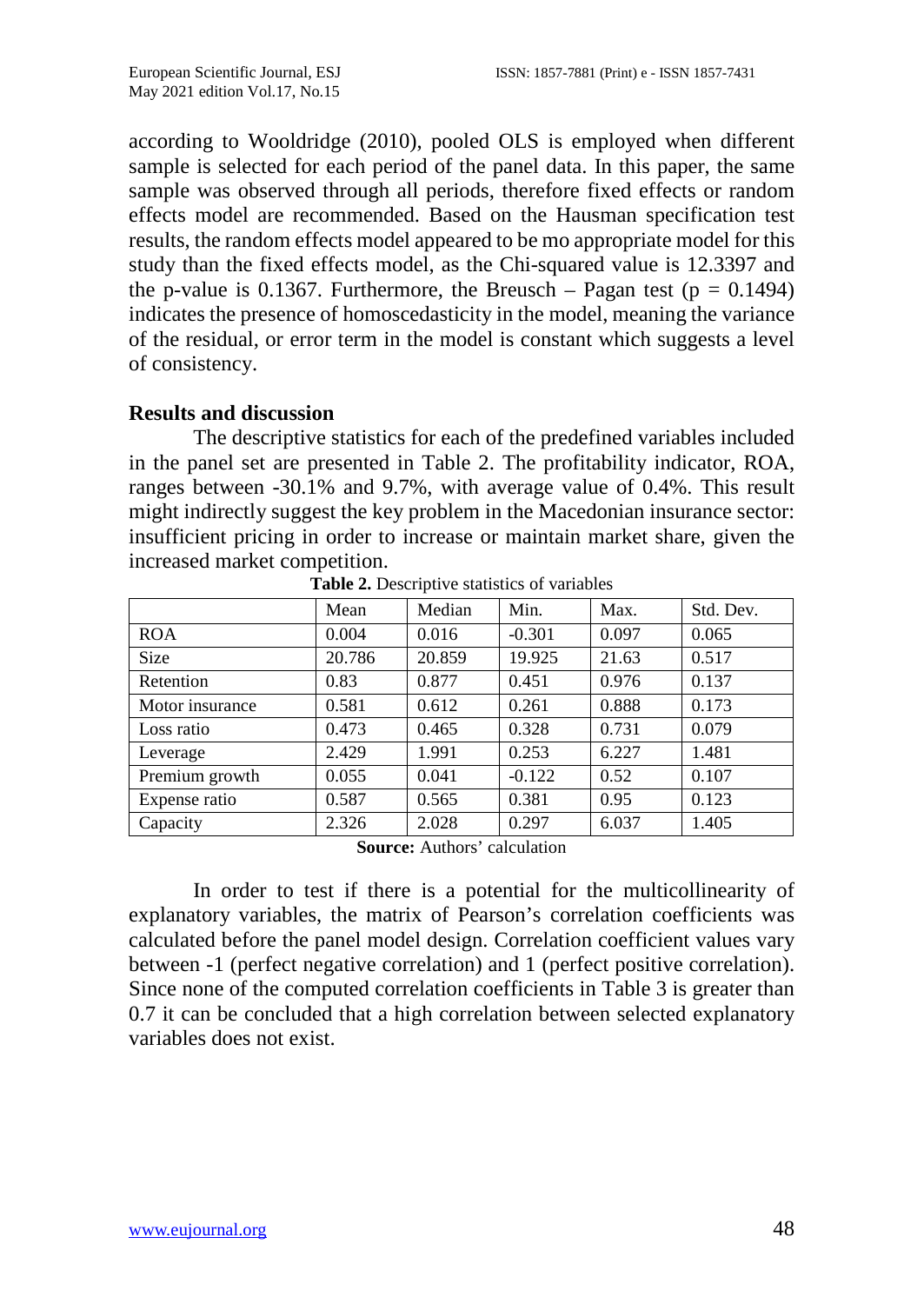according to Wooldridge (2010), pooled OLS is employed when different sample is selected for each period of the panel data. In this paper, the same sample was observed through all periods, therefore fixed effects or random effects model are recommended. Based on the Hausman specification test results, the random effects model appeared to be mo appropriate model for this study than the fixed effects model, as the Chi-squared value is 12.3397 and the p-value is 0.1367. Furthermore, the Breusch – Pagan test ($p = 0.1494$) indicates the presence of homoscedasticity in the model, meaning the variance of the residual, or error term in the model is constant which suggests a level of consistency.

## Results and discussion

The descriptive statistics for each of the predefined variables included in the panel set are presented in Table 2. The profitability indicator, ROA, ranges between -30.1% and 9.7%, with average value of 0.4%. This result might indirectly suggest the key problem in the Macedonian insurance sector: insufficient pricing in order to increase or maintain market share, given the increased market competition.

**Table 2.** Descriptive statistics of variables

| | Mean | Median | Min. | Max. | Std. Dev. |
|---|---|---|---|---|---|
| ROA | 0.004 | 0.016 | -0.301 | 0.097 | 0.065 |
| Size | 20.786 | 20.859 | 19.925 | 21.63 | 0.517 |
| Retention | 0.83 | 0.877 | 0.451 | 0.976 | 0.137 |
| Motor insurance | 0.581 | 0.612 | 0.261 | 0.888 | 0.173 |
| Loss ratio | 0.473 | 0.465 | 0.328 | 0.731 | 0.079 |
| Leverage | 2.429 | 1.991 | 0.253 | 6.227 | 1.481 |
| Premium growth | 0.055 | 0.041 | -0.122 | 0.52 | 0.107 |
| Expense ratio | 0.587 | 0.565 | 0.381 | 0.95 | 0.123 |
| Capacity | 2.326 | 2.028 | 0.297 | 6.037 | 1.405 |

**Source:** Authors' calculation

In order to test if there is a potential for the multicollinearity of explanatory variables, the matrix of Pearson's correlation coefficients was calculated before the panel model design. Correlation coefficient values vary between -1 (perfect negative correlation) and 1 (perfect positive correlation). Since none of the computed correlation coefficients in Table 3 is greater than 0.7 it can be concluded that a high correlation between selected explanatory variables does not exist.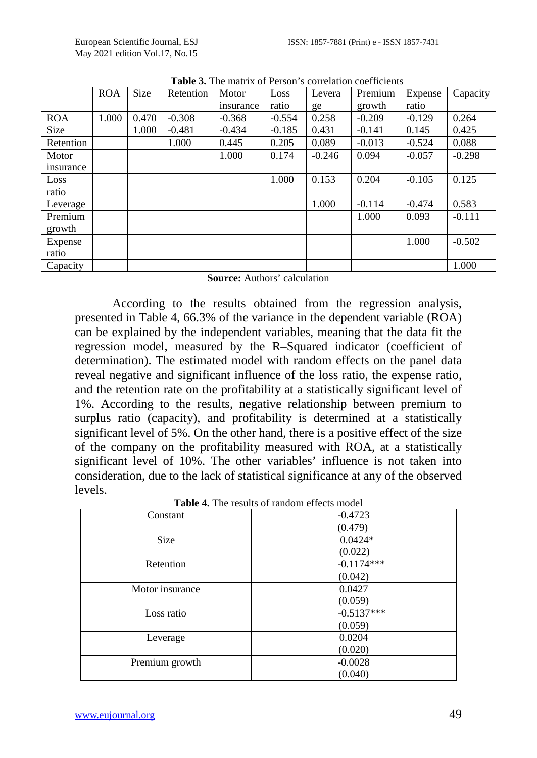**Table 3.** The matrix of Person's correlation coefficients

| | ROA | Size | Retention | Motor insurance | Loss ratio | Leverage | Premium growth | Expense ratio | Capacity |
|---|---|---|---|---|---|---|---|---|---|
| ROA | 1.000 | 0.470 | -0.308 | -0.368 | -0.554 | 0.258 | -0.209 | -0.129 | 0.264 |
| Size | | 1.000 | -0.481 | -0.434 | -0.185 | 0.431 | -0.141 | 0.145 | 0.425 |
| Retention | | | 1.000 | 0.445 | 0.205 | 0.089 | -0.013 | -0.524 | 0.088 |
| Motor insurance | | | | 1.000 | 0.174 | -0.246 | 0.094 | -0.057 | -0.298 |
| Loss ratio | | | | | 1.000 | 0.153 | 0.204 | -0.105 | 0.125 |
| Leverage | | | | | | 1.000 | -0.114 | -0.474 | 0.583 |
| Premium growth | | | | | | | 1.000 | 0.093 | -0.111 |
| Expense ratio | | | | | | | | 1.000 | -0.502 |
| Capacity | | | | | | | | | 1.000 |

**Source:** Authors' calculation

According to the results obtained from the regression analysis, presented in Table 4, 66.3% of the variance in the dependent variable (ROA) can be explained by the independent variables, meaning that the data fit the regression model, measured by the R–Squared indicator (coefficient of determination). The estimated model with random effects on the panel data reveal negative and significant influence of the loss ratio, the expense ratio, and the retention rate on the profitability at a statistically significant level of 1%. According to the results, negative relationship between premium to surplus ratio (capacity), and profitability is determined at a statistically significant level of 5%. On the other hand, there is a positive effect of the size of the company on the profitability measured with ROA, at a statistically significant level of 10%. The other variables' influence is not taken into consideration, due to the lack of statistical significance at any of the observed levels.

**Table 4.** The results of random effects model

| | |
|---|---|
| Constant | -0.4723<br>(0.479) |
| Size | 0.0424*<br>(0.022) |
| Retention | -0.1174***<br>(0.042) |
| Motor insurance | 0.0427<br>(0.059) |
| Loss ratio | -0.5137***<br>(0.059) |
| Leverage | 0.0204<br>(0.020) |
| Premium growth | -0.0028<br>(0.040) |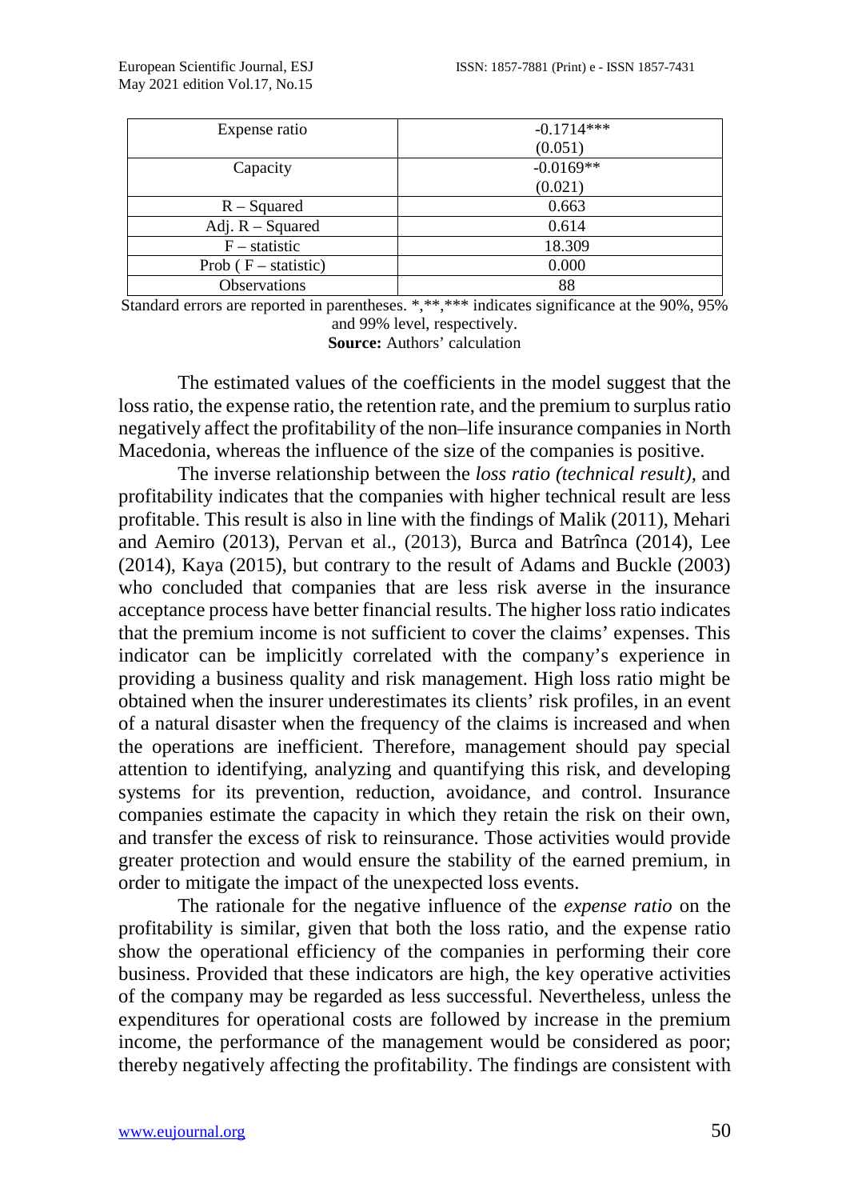| | |
|---|---|
| Expense ratio | -0.1714*** (0.051) |
| Capacity | -0.0169** (0.021) |
| R – Squared | 0.663 |
| Adj. R – Squared | 0.614 |
| F – statistic | 18.309 |
| Prob ( F – statistic) | 0.000 |
| Observations | 88 |

Standard errors are reported in parentheses. *,**,*** indicates significance at the 90%, 95% and 99% level, respectively.

**Source:** Authors' calculation

The estimated values of the coefficients in the model suggest that the loss ratio, the expense ratio, the retention rate, and the premium to surplus ratio negatively affect the profitability of the non–life insurance companies in North Macedonia, whereas the influence of the size of the companies is positive.

The inverse relationship between the *loss ratio (technical result),* and profitability indicates that the companies with higher technical result are less profitable. This result is also in line with the findings of Malik (2011), Mehari and Aemiro (2013), Pervan et al., (2013), Burca and Batrînca (2014), Lee (2014), Kaya (2015), but contrary to the result of Adams and Buckle (2003) who concluded that companies that are less risk averse in the insurance acceptance process have better financial results. The higher loss ratio indicates that the premium income is not sufficient to cover the claims' expenses. This indicator can be implicitly correlated with the company's experience in providing a business quality and risk management. High loss ratio might be obtained when the insurer underestimates its clients' risk profiles, in an event of a natural disaster when the frequency of the claims is increased and when the operations are inefficient. Therefore, management should pay special attention to identifying, analyzing and quantifying this risk, and developing systems for its prevention, reduction, avoidance, and control. Insurance companies estimate the capacity in which they retain the risk on their own, and transfer the excess of risk to reinsurance. Those activities would provide greater protection and would ensure the stability of the earned premium, in order to mitigate the impact of the unexpected loss events.

The rationale for the negative influence of the *expense ratio* on the profitability is similar, given that both the loss ratio, and the expense ratio show the operational efficiency of the companies in performing their core business. Provided that these indicators are high, the key operative activities of the company may be regarded as less successful. Nevertheless, unless the expenditures for operational costs are followed by increase in the premium income, the performance of the management would be considered as poor; thereby negatively affecting the profitability. The findings are consistent with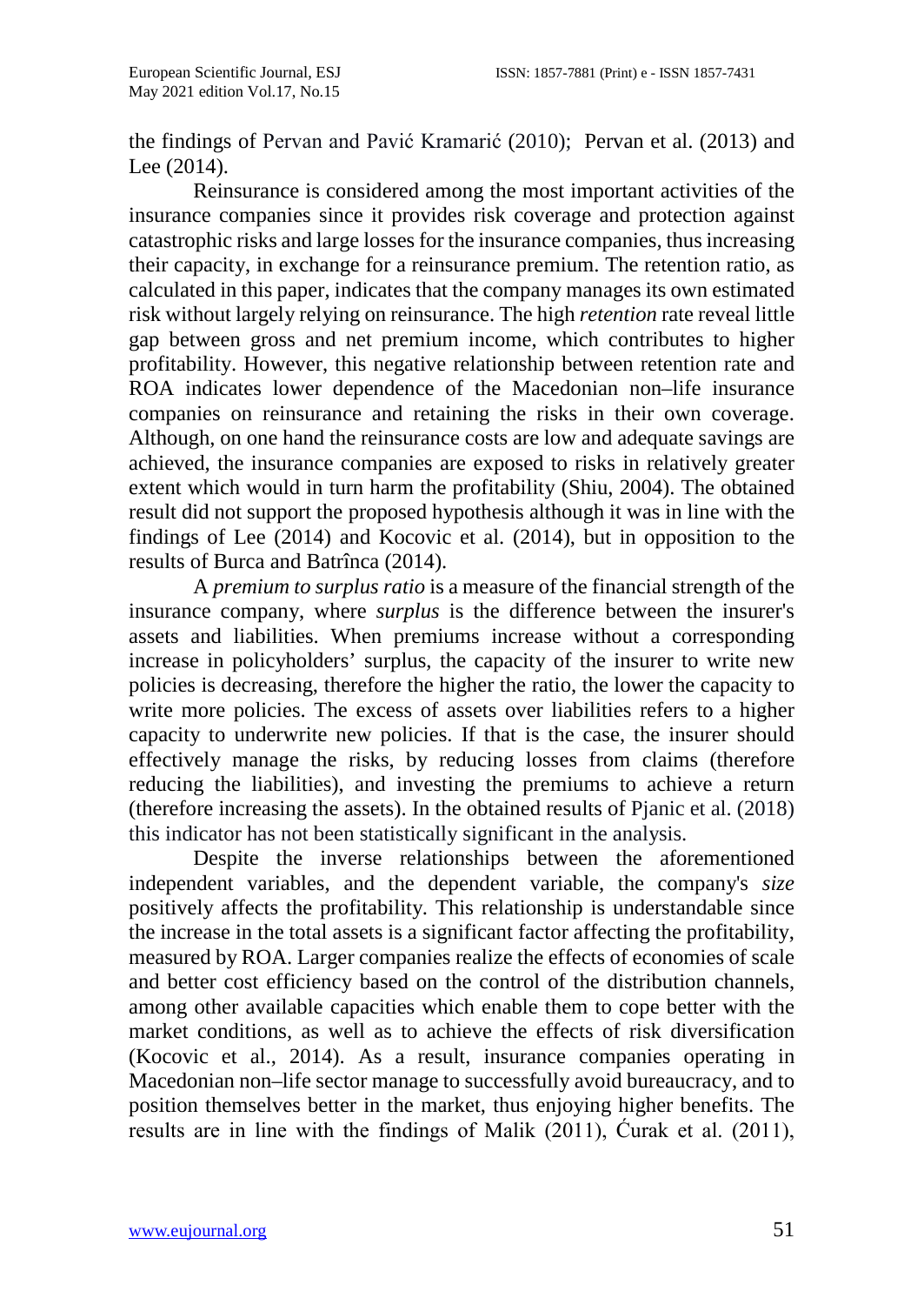the findings of Pervan and Pavić Kramarić (2010); Pervan et al. (2013) and Lee (2014).

Reinsurance is considered among the most important activities of the insurance companies since it provides risk coverage and protection against catastrophic risks and large losses for the insurance companies, thus increasing their capacity, in exchange for a reinsurance premium. The retention ratio, as calculated in this paper, indicates that the company manages its own estimated risk without largely relying on reinsurance. The high *retention* rate reveal little gap between gross and net premium income, which contributes to higher profitability. However, this negative relationship between retention rate and ROA indicates lower dependence of the Macedonian non–life insurance companies on reinsurance and retaining the risks in their own coverage. Although, on one hand the reinsurance costs are low and adequate savings are achieved, the insurance companies are exposed to risks in relatively greater extent which would in turn harm the profitability (Shiu, 2004). The obtained result did not support the proposed hypothesis although it was in line with the findings of Lee (2014) and Kocovic et al. (2014), but in opposition to the results of Burca and Batrînca (2014).

A *premium to surplus ratio* is a measure of the financial strength of the insurance company, where *surplus* is the difference between the insurer's assets and liabilities. When premiums increase without a corresponding increase in policyholders' surplus, the capacity of the insurer to write new policies is decreasing, therefore the higher the ratio, the lower the capacity to write more policies. The excess of assets over liabilities refers to a higher capacity to underwrite new policies. If that is the case, the insurer should effectively manage the risks, by reducing losses from claims (therefore reducing the liabilities), and investing the premiums to achieve a return (therefore increasing the assets). In the obtained results of Pjanic et al. (2018) this indicator has not been statistically significant in the analysis.

Despite the inverse relationships between the aforementioned independent variables, and the dependent variable, the company's *size* positively affects the profitability. This relationship is understandable since the increase in the total assets is a significant factor affecting the profitability, measured by ROA. Larger companies realize the effects of economies of scale and better cost efficiency based on the control of the distribution channels, among other available capacities which enable them to cope better with the market conditions, as well as to achieve the effects of risk diversification (Kocovic et al., 2014). As a result, insurance companies operating in Macedonian non–life sector manage to successfully avoid bureaucracy, and to position themselves better in the market, thus enjoying higher benefits. The results are in line with the findings of Malik (2011), Ćurak et al. (2011),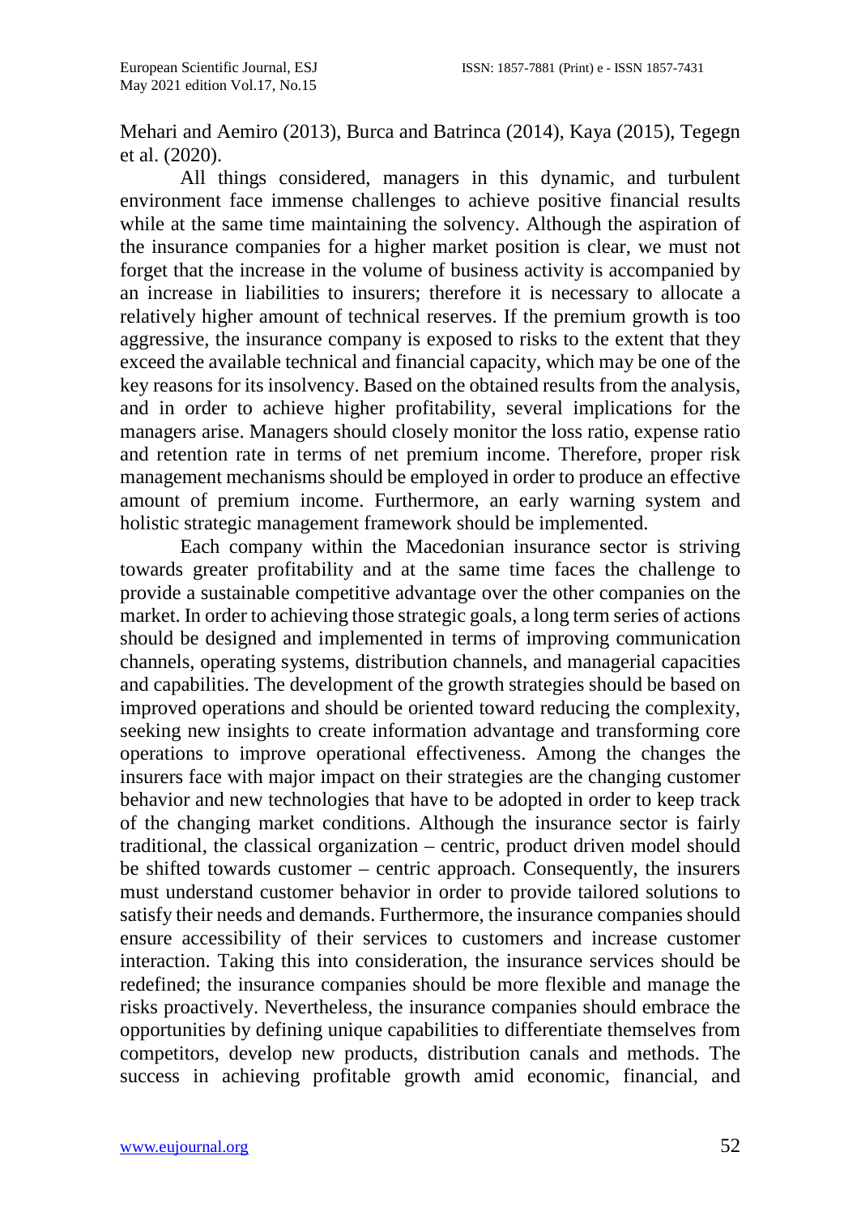Mehari and Aemiro (2013), Burca and Batrinca (2014), Kaya (2015), Tegegn et al. (2020).

All things considered, managers in this dynamic, and turbulent environment face immense challenges to achieve positive financial results while at the same time maintaining the solvency. Although the aspiration of the insurance companies for a higher market position is clear, we must not forget that the increase in the volume of business activity is accompanied by an increase in liabilities to insurers; therefore it is necessary to allocate a relatively higher amount of technical reserves. If the premium growth is too aggressive, the insurance company is exposed to risks to the extent that they exceed the available technical and financial capacity, which may be one of the key reasons for its insolvency. Based on the obtained results from the analysis, and in order to achieve higher profitability, several implications for the managers arise. Managers should closely monitor the loss ratio, expense ratio and retention rate in terms of net premium income. Therefore, proper risk management mechanisms should be employed in order to produce an effective amount of premium income. Furthermore, an early warning system and holistic strategic management framework should be implemented.

Each company within the Macedonian insurance sector is striving towards greater profitability and at the same time faces the challenge to provide a sustainable competitive advantage over the other companies on the market. In order to achieving those strategic goals, a long term series of actions should be designed and implemented in terms of improving communication channels, operating systems, distribution channels, and managerial capacities and capabilities. The development of the growth strategies should be based on improved operations and should be oriented toward reducing the complexity, seeking new insights to create information advantage and transforming core operations to improve operational effectiveness. Among the changes the insurers face with major impact on their strategies are the changing customer behavior and new technologies that have to be adopted in order to keep track of the changing market conditions. Although the insurance sector is fairly traditional, the classical organization – centric, product driven model should be shifted towards customer – centric approach. Consequently, the insurers must understand customer behavior in order to provide tailored solutions to satisfy their needs and demands. Furthermore, the insurance companies should ensure accessibility of their services to customers and increase customer interaction. Taking this into consideration, the insurance services should be redefined; the insurance companies should be more flexible and manage the risks proactively. Nevertheless, the insurance companies should embrace the opportunities by defining unique capabilities to differentiate themselves from competitors, develop new products, distribution canals and methods. The success in achieving profitable growth amid economic, financial, and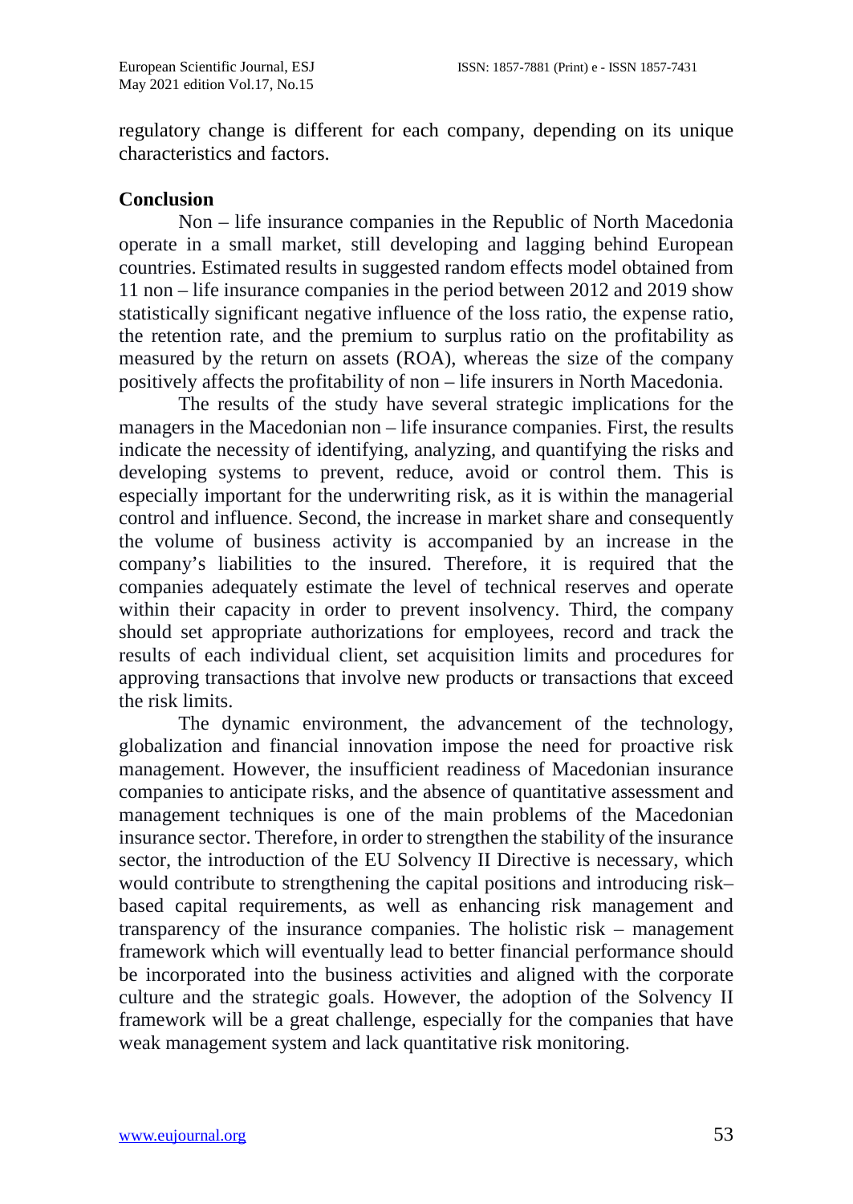regulatory change is different for each company, depending on its unique characteristics and factors.

## Conclusion

Non – life insurance companies in the Republic of North Macedonia operate in a small market, still developing and lagging behind European countries. Estimated results in suggested random effects model obtained from 11 non – life insurance companies in the period between 2012 and 2019 show statistically significant negative influence of the loss ratio, the expense ratio, the retention rate, and the premium to surplus ratio on the profitability as measured by the return on assets (ROA), whereas the size of the company positively affects the profitability of non – life insurers in North Macedonia.

The results of the study have several strategic implications for the managers in the Macedonian non – life insurance companies. First, the results indicate the necessity of identifying, analyzing, and quantifying the risks and developing systems to prevent, reduce, avoid or control them. This is especially important for the underwriting risk, as it is within the managerial control and influence. Second, the increase in market share and consequently the volume of business activity is accompanied by an increase in the company's liabilities to the insured. Therefore, it is required that the companies adequately estimate the level of technical reserves and operate within their capacity in order to prevent insolvency. Third, the company should set appropriate authorizations for employees, record and track the results of each individual client, set acquisition limits and procedures for approving transactions that involve new products or transactions that exceed the risk limits.

The dynamic environment, the advancement of the technology, globalization and financial innovation impose the need for proactive risk management. However, the insufficient readiness of Macedonian insurance companies to anticipate risks, and the absence of quantitative assessment and management techniques is one of the main problems of the Macedonian insurance sector. Therefore, in order to strengthen the stability of the insurance sector, the introduction of the EU Solvency II Directive is necessary, which would contribute to strengthening the capital positions and introducing risk–based capital requirements, as well as enhancing risk management and transparency of the insurance companies. The holistic risk – management framework which will eventually lead to better financial performance should be incorporated into the business activities and aligned with the corporate culture and the strategic goals. However, the adoption of the Solvency II framework will be a great challenge, especially for the companies that have weak management system and lack quantitative risk monitoring.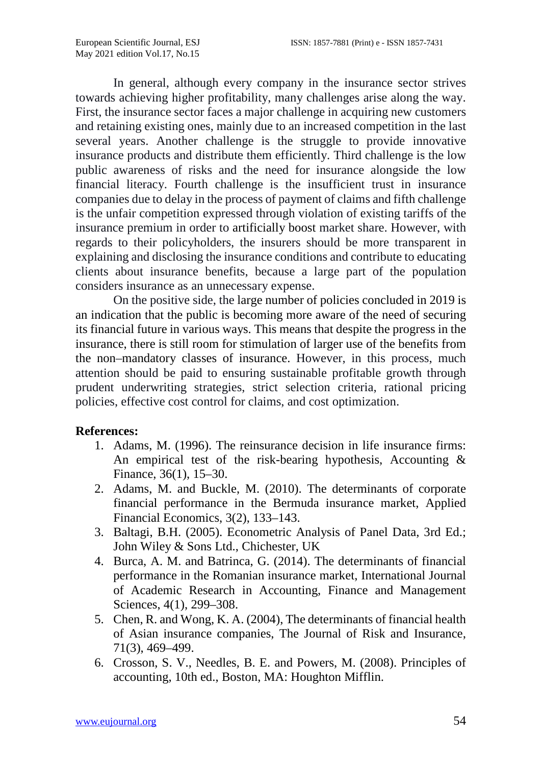In general, although every company in the insurance sector strives towards achieving higher profitability, many challenges arise along the way. First, the insurance sector faces a major challenge in acquiring new customers and retaining existing ones, mainly due to an increased competition in the last several years. Another challenge is the struggle to provide innovative insurance products and distribute them efficiently. Third challenge is the low public awareness of risks and the need for insurance alongside the low financial literacy. Fourth challenge is the insufficient trust in insurance companies due to delay in the process of payment of claims and fifth challenge is the unfair competition expressed through violation of existing tariffs of the insurance premium in order to artificially boost market share. However, with regards to their policyholders, the insurers should be more transparent in explaining and disclosing the insurance conditions and contribute to educating clients about insurance benefits, because a large part of the population considers insurance as an unnecessary expense.

On the positive side, the large number of policies concluded in 2019 is an indication that the public is becoming more aware of the need of securing its financial future in various ways. This means that despite the progress in the insurance, there is still room for stimulation of larger use of the benefits from the non–mandatory classes of insurance. However, in this process, much attention should be paid to ensuring sustainable profitable growth through prudent underwriting strategies, strict selection criteria, rational pricing policies, effective cost control for claims, and cost optimization.

**References:**

1. Adams, M. (1996). The reinsurance decision in life insurance firms: An empirical test of the risk-bearing hypothesis, Accounting & Finance, 36(1), 15–30.
2. Adams, M. and Buckle, M. (2010). The determinants of corporate financial performance in the Bermuda insurance market, Applied Financial Economics, 3(2), 133–143.
3. Baltagi, B.H. (2005). Econometric Analysis of Panel Data, 3rd Ed.; John Wiley & Sons Ltd., Chichester, UK
4. Burca, A. M. and Batrinca, G. (2014). The determinants of financial performance in the Romanian insurance market, International Journal of Academic Research in Accounting, Finance and Management Sciences, 4(1), 299–308.
5. Chen, R. and Wong, K. A. (2004), The determinants of financial health of Asian insurance companies, The Journal of Risk and Insurance, 71(3), 469–499.
6. Crosson, S. V., Needles, B. E. and Powers, M. (2008). Principles of accounting, 10th ed., Boston, MA: Houghton Mifflin.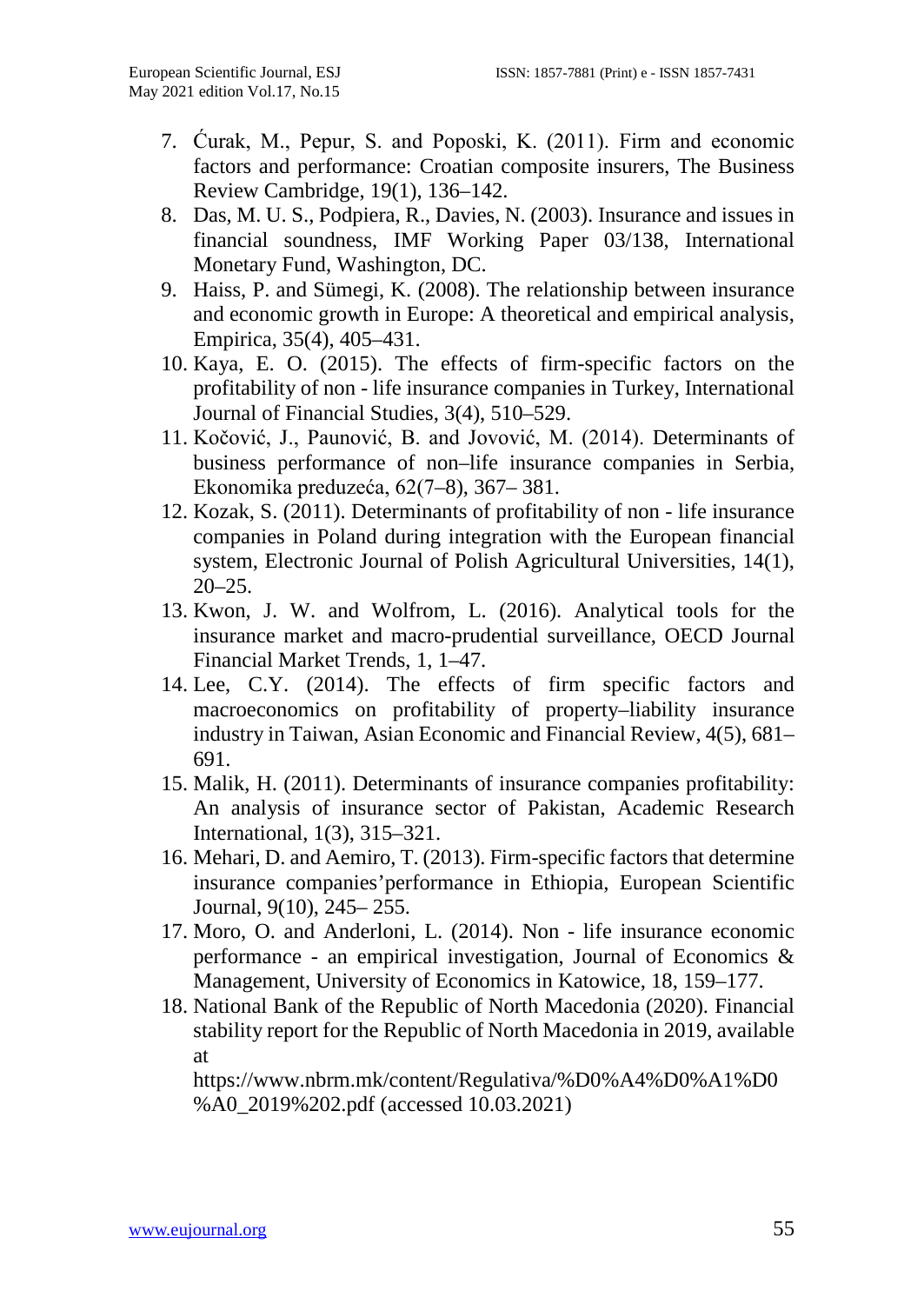7. Ćurak, M., Pepur, S. and Poposki, K. (2011). Firm and economic factors and performance: Croatian composite insurers, The Business Review Cambridge, 19(1), 136–142.
8. Das, M. U. S., Podpiera, R., Davies, N. (2003). Insurance and issues in financial soundness, IMF Working Paper 03/138, International Monetary Fund, Washington, DC.
9. Haiss, P. and Sümegi, K. (2008). The relationship between insurance and economic growth in Europe: A theoretical and empirical analysis, Empirica, 35(4), 405–431.
10. Kaya, E. O. (2015). The effects of firm-specific factors on the profitability of non - life insurance companies in Turkey, International Journal of Financial Studies, 3(4), 510–529.
11. Kočović, J., Paunović, B. and Jovović, M. (2014). Determinants of business performance of non–life insurance companies in Serbia, Ekonomika preduzeća, 62(7–8), 367– 381.
12. Kozak, S. (2011). Determinants of profitability of non - life insurance companies in Poland during integration with the European financial system, Electronic Journal of Polish Agricultural Universities, 14(1), 20–25.
13. Kwon, J. W. and Wolfrom, L. (2016). Analytical tools for the insurance market and macro-prudential surveillance, OECD Journal Financial Market Trends, 1, 1–47.
14. Lee, C.Y. (2014). The effects of firm specific factors and macroeconomics on profitability of property–liability insurance industry in Taiwan, Asian Economic and Financial Review, 4(5), 681–691.
15. Malik, H. (2011). Determinants of insurance companies profitability: An analysis of insurance sector of Pakistan, Academic Research International, 1(3), 315–321.
16. Mehari, D. and Aemiro, T. (2013). Firm-specific factors that determine insurance companies'performance in Ethiopia, European Scientific Journal, 9(10), 245– 255.
17. Moro, O. and Anderloni, L. (2014). Non - life insurance economic performance - an empirical investigation, Journal of Economics & Management, University of Economics in Katowice, 18, 159–177.
18. National Bank of the Republic of North Macedonia (2020). Financial stability report for the Republic of North Macedonia in 2019, available at https://www.nbrm.mk/content/Regulativa/%D0%A4%D0%A1%D0%A0_2019%202.pdf (accessed 10.03.2021)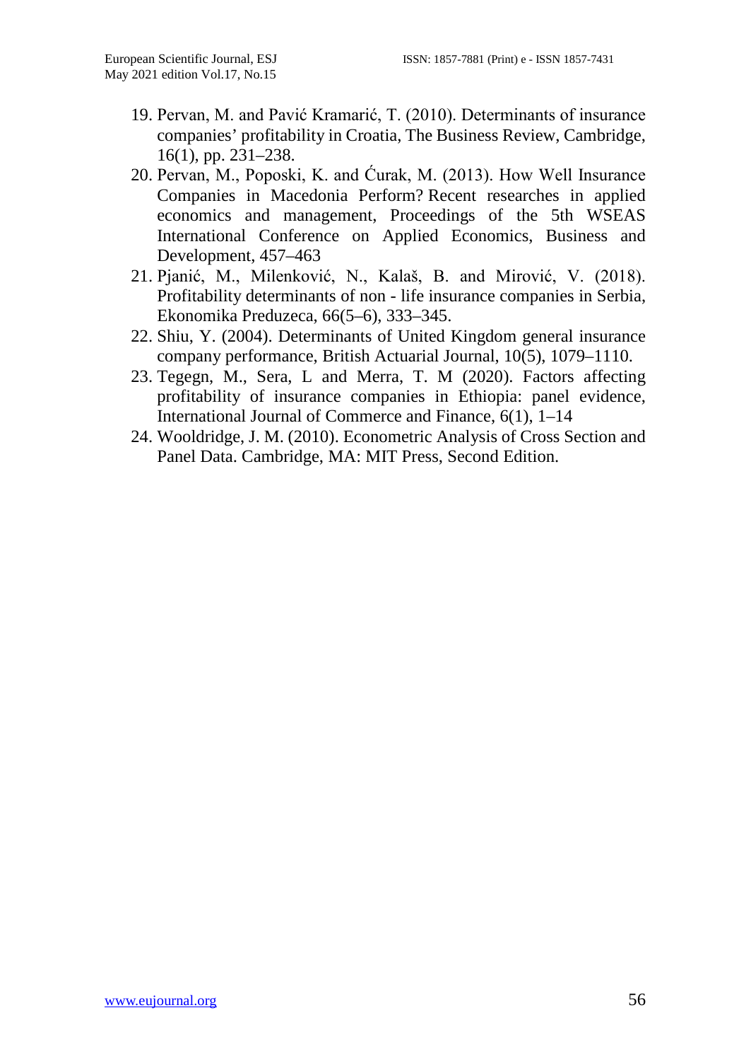19. Pervan, M. and Pavić Kramarić, T. (2010). Determinants of insurance companies' profitability in Croatia, The Business Review, Cambridge, 16(1), pp. 231–238.
20. Pervan, M., Poposki, K. and Ćurak, M. (2013). How Well Insurance Companies in Macedonia Perform? Recent researches in applied economics and management, Proceedings of the 5th WSEAS International Conference on Applied Economics, Business and Development, 457–463
21. Pjanić, M., Milenković, N., Kalaš, B. and Mirović, V. (2018). Profitability determinants of non - life insurance companies in Serbia, Ekonomika Preduzeca, 66(5–6), 333–345.
22. Shiu, Y. (2004). Determinants of United Kingdom general insurance company performance, British Actuarial Journal, 10(5), 1079–1110.
23. Tegegn, M., Sera, L and Merra, T. M (2020). Factors affecting profitability of insurance companies in Ethiopia: panel evidence, International Journal of Commerce and Finance, 6(1), 1–14
24. Wooldridge, J. M. (2010). Econometric Analysis of Cross Section and Panel Data. Cambridge, MA: MIT Press, Second Edition.